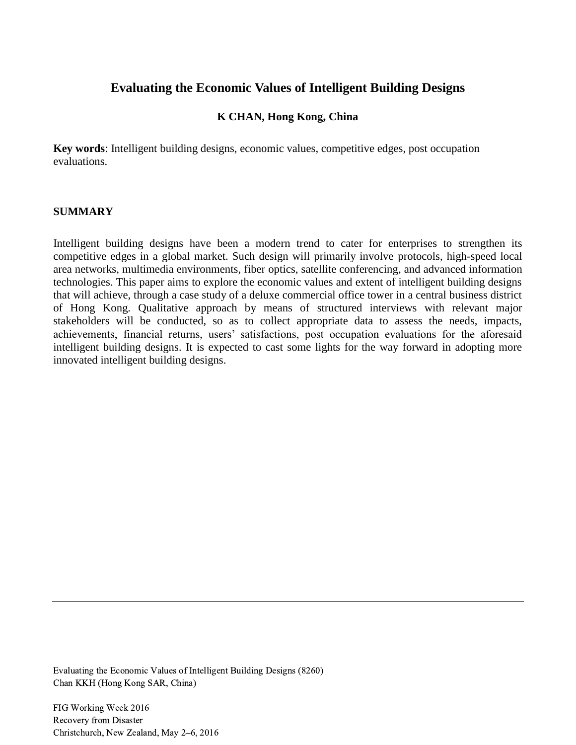# Evaluating the Economic Values of Intelligent Building Designs

**K CHAN, Hong Kong, China**

**Key words**: Intelligent building designs, economic values, competitive edges, post occupation evaluations.

## SUMMARY

Intelligent building designs have been a modern trend to cater for enterprises to strengthen its competitive edges in a global market. Such design will primarily involve protocols, high-speed local area networks, multimedia environments, fiber optics, satellite conferencing, and advanced information technologies. This paper aims to explore the economic values and extent of intelligent building designs that will achieve, through a case study of a deluxe commercial office tower in a central business district of Hong Kong. Qualitative approach by means of structured interviews with relevant major stakeholders will be conducted, so as to collect appropriate data to assess the needs, impacts, achievements, financial returns, users' satisfactions, post occupation evaluations for the aforesaid intelligent building designs. It is expected to cast some lights for the way forward in adopting more innovated intelligent building designs.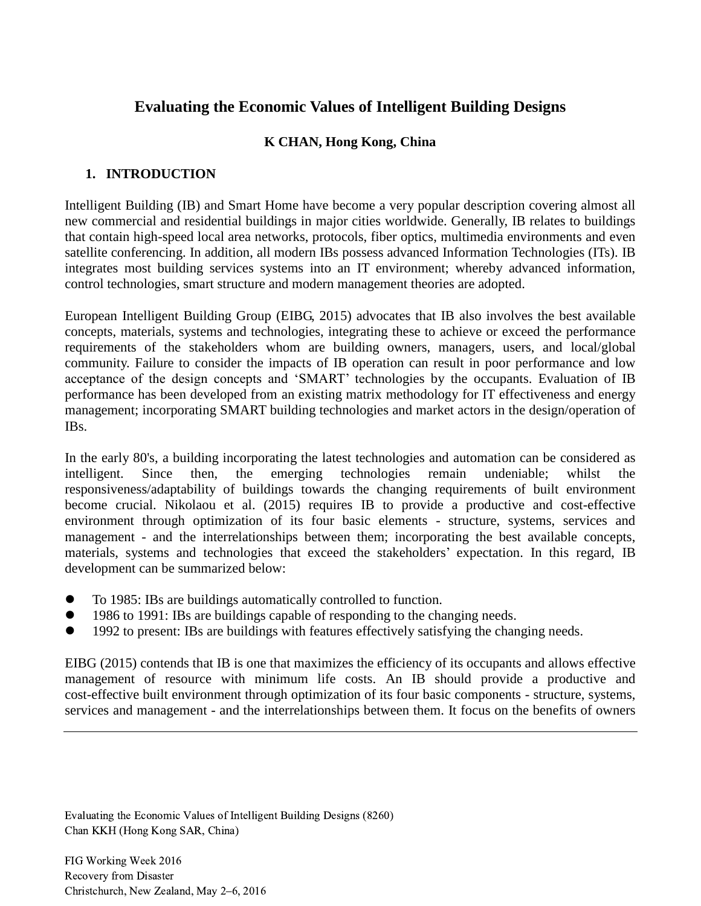# Evaluating the Economic Values of Intelligent Building Designs

**K CHAN, Hong Kong, China**

## 1. INTRODUCTION

Intelligent Building (IB) and Smart Home have become a very popular description covering almost all new commercial and residential buildings in major cities worldwide. Generally, IB relates to buildings that contain high-speed local area networks, protocols, fiber optics, multimedia environments and even satellite conferencing. In addition, all modern IBs possess advanced Information Technologies (ITs). IB integrates most building services systems into an IT environment; whereby advanced information, control technologies, smart structure and modern management theories are adopted.

European Intelligent Building Group (EIBG, 2015) advocates that IB also involves the best available concepts, materials, systems and technologies, integrating these to achieve or exceed the performance requirements of the stakeholders whom are building owners, managers, users, and local/global community. Failure to consider the impacts of IB operation can result in poor performance and low acceptance of the design concepts and 'SMART' technologies by the occupants. Evaluation of IB performance has been developed from an existing matrix methodology for IT effectiveness and energy management; incorporating SMART building technologies and market actors in the design/operation of IBs.

In the early 80's, a building incorporating the latest technologies and automation can be considered as intelligent. Since then, the emerging technologies remain undeniable; whilst the responsiveness/adaptability of buildings towards the changing requirements of built environment become crucial. Nikolaou et al. (2015) requires IB to provide a productive and cost-effective environment through optimization of its four basic elements - structure, systems, services and management - and the interrelationships between them; incorporating the best available concepts, materials, systems and technologies that exceed the stakeholders' expectation. In this regard, IB development can be summarized below:

- To 1985: IBs are buildings automatically controlled to function.
- 1986 to 1991: IBs are buildings capable of responding to the changing needs.
- 1992 to present: IBs are buildings with features effectively satisfying the changing needs.

EIBG (2015) contends that IB is one that maximizes the efficiency of its occupants and allows effective management of resource with minimum life costs. An IB should provide a productive and cost-effective built environment through optimization of its four basic components - structure, systems, services and management - and the interrelationships between them. It focus on the benefits of owners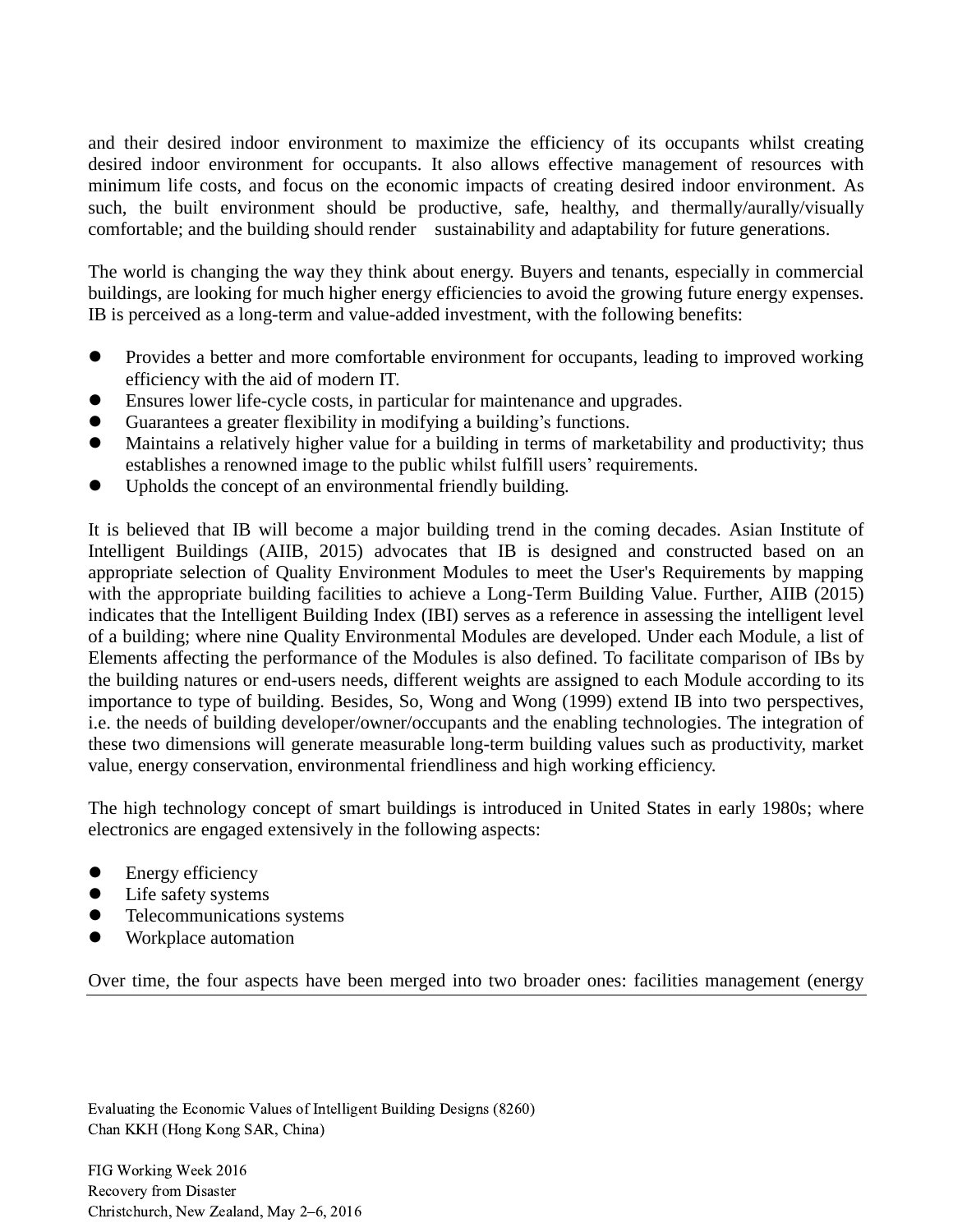and their desired indoor environment to maximize the efficiency of its occupants whilst creating desired indoor environment for occupants. It also allows effective management of resources with minimum life costs, and focus on the economic impacts of creating desired indoor environment. As such, the built environment should be productive, safe, healthy, and thermally/aurally/visually comfortable; and the building should render sustainability and adaptability for future generations.

The world is changing the way they think about energy. Buyers and tenants, especially in commercial buildings, are looking for much higher energy efficiencies to avoid the growing future energy expenses. IB is perceived as a long-term and value-added investment, with the following benefits:

- Provides a better and more comfortable environment for occupants, leading to improved working efficiency with the aid of modern IT.
- Ensures lower life-cycle costs, in particular for maintenance and upgrades.
- Guarantees a greater flexibility in modifying a building's functions.
- Maintains a relatively higher value for a building in terms of marketability and productivity; thus establishes a renowned image to the public whilst fulfill users' requirements.
- Upholds the concept of an environmental friendly building.

It is believed that IB will become a major building trend in the coming decades. Asian Institute of Intelligent Buildings (AIIB, 2015) advocates that IB is designed and constructed based on an appropriate selection of Quality Environment Modules to meet the User's Requirements by mapping with the appropriate building facilities to achieve a Long-Term Building Value. Further, AIIB (2015) indicates that the Intelligent Building Index (IBI) serves as a reference in assessing the intelligent level of a building; where nine Quality Environmental Modules are developed. Under each Module, a list of Elements affecting the performance of the Modules is also defined. To facilitate comparison of IBs by the building natures or end-users needs, different weights are assigned to each Module according to its importance to type of building. Besides, So, Wong and Wong (1999) extend IB into two perspectives, i.e. the needs of building developer/owner/occupants and the enabling technologies. The integration of these two dimensions will generate measurable long-term building values such as productivity, market value, energy conservation, environmental friendliness and high working efficiency.

The high technology concept of smart buildings is introduced in United States in early 1980s; where electronics are engaged extensively in the following aspects:

- Energy efficiency
- Life safety systems
- Telecommunications systems
- Workplace automation

Over time, the four aspects have been merged into two broader ones: facilities management (energy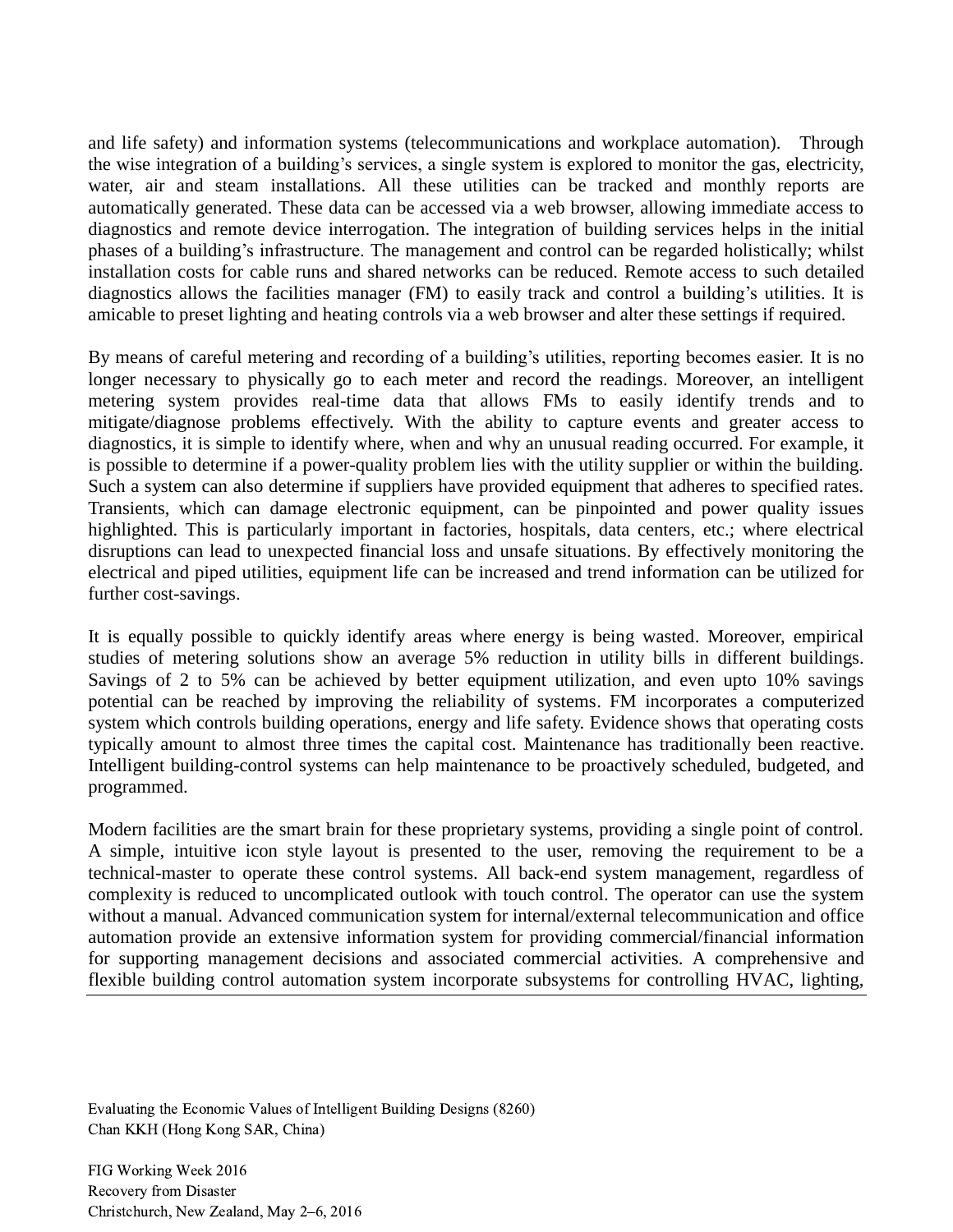and life safety) and information systems (telecommunications and workplace automation). Through the wise integration of a building's services, a single system is explored to monitor the gas, electricity, water, air and steam installations. All these utilities can be tracked and monthly reports are automatically generated. These data can be accessed via a web browser, allowing immediate access to diagnostics and remote device interrogation. The integration of building services helps in the initial phases of a building's infrastructure. The management and control can be regarded holistically; whilst installation costs for cable runs and shared networks can be reduced. Remote access to such detailed diagnostics allows the facilities manager (FM) to easily track and control a building's utilities. It is amicable to preset lighting and heating controls via a web browser and alter these settings if required.

By means of careful metering and recording of a building's utilities, reporting becomes easier. It is no longer necessary to physically go to each meter and record the readings. Moreover, an intelligent metering system provides real-time data that allows FMs to easily identify trends and to mitigate/diagnose problems effectively. With the ability to capture events and greater access to diagnostics, it is simple to identify where, when and why an unusual reading occurred. For example, it is possible to determine if a power-quality problem lies with the utility supplier or within the building. Such a system can also determine if suppliers have provided equipment that adheres to specified rates. Transients, which can damage electronic equipment, can be pinpointed and power quality issues highlighted. This is particularly important in factories, hospitals, data centers, etc.; where electrical disruptions can lead to unexpected financial loss and unsafe situations. By effectively monitoring the electrical and piped utilities, equipment life can be increased and trend information can be utilized for further cost-savings.

It is equally possible to quickly identify areas where energy is being wasted. Moreover, empirical studies of metering solutions show an average 5% reduction in utility bills in different buildings. Savings of 2 to 5% can be achieved by better equipment utilization, and even upto 10% savings potential can be reached by improving the reliability of systems. FM incorporates a computerized system which controls building operations, energy and life safety. Evidence shows that operating costs typically amount to almost three times the capital cost. Maintenance has traditionally been reactive. Intelligent building-control systems can help maintenance to be proactively scheduled, budgeted, and programmed.

Modern facilities are the smart brain for these proprietary systems, providing a single point of control. A simple, intuitive icon style layout is presented to the user, removing the requirement to be a technical-master to operate these control systems. All back-end system management, regardless of complexity is reduced to uncomplicated outlook with touch control. The operator can use the system without a manual. Advanced communication system for internal/external telecommunication and office automation provide an extensive information system for providing commercial/financial information for supporting management decisions and associated commercial activities. A comprehensive and flexible building control automation system incorporate subsystems for controlling HVAC, lighting,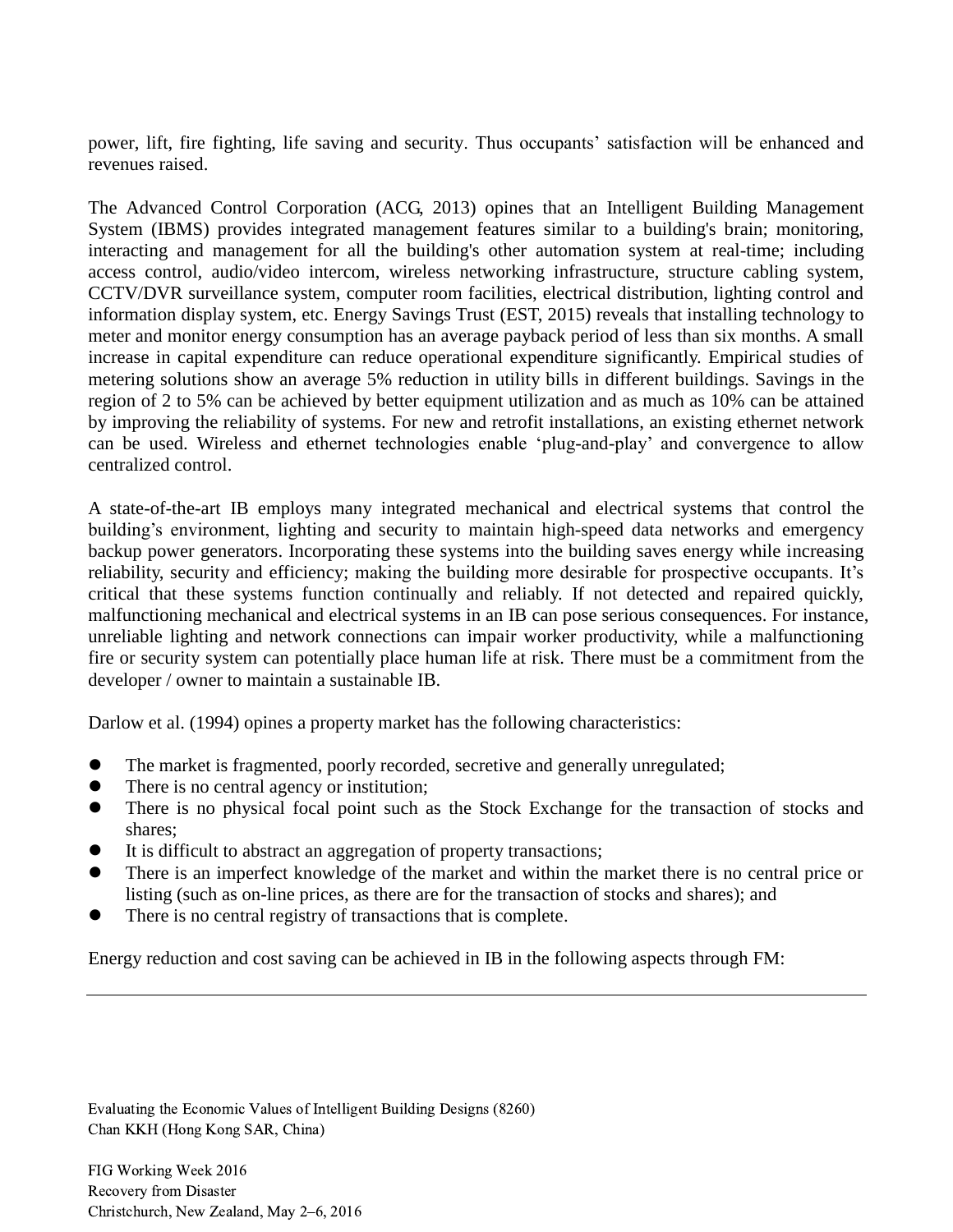power, lift, fire fighting, life saving and security. Thus occupants' satisfaction will be enhanced and revenues raised.

The Advanced Control Corporation (ACG, 2013) opines that an Intelligent Building Management System (IBMS) provides integrated management features similar to a building's brain; monitoring, interacting and management for all the building's other automation system at real-time; including access control, audio/video intercom, wireless networking infrastructure, structure cabling system, CCTV/DVR surveillance system, computer room facilities, electrical distribution, lighting control and information display system, etc. Energy Savings Trust (EST, 2015) reveals that installing technology to meter and monitor energy consumption has an average payback period of less than six months. A small increase in capital expenditure can reduce operational expenditure significantly. Empirical studies of metering solutions show an average 5% reduction in utility bills in different buildings. Savings in the region of 2 to 5% can be achieved by better equipment utilization and as much as 10% can be attained by improving the reliability of systems. For new and retrofit installations, an existing ethernet network can be used. Wireless and ethernet technologies enable 'plug-and-play' and convergence to allow centralized control.

A state-of-the-art IB employs many integrated mechanical and electrical systems that control the building's environment, lighting and security to maintain high-speed data networks and emergency backup power generators. Incorporating these systems into the building saves energy while increasing reliability, security and efficiency; making the building more desirable for prospective occupants. It's critical that these systems function continually and reliably. If not detected and repaired quickly, malfunctioning mechanical and electrical systems in an IB can pose serious consequences. For instance, unreliable lighting and network connections can impair worker productivity, while a malfunctioning fire or security system can potentially place human life at risk. There must be a commitment from the developer / owner to maintain a sustainable IB.

Darlow et al. (1994) opines a property market has the following characteristics:

- The market is fragmented, poorly recorded, secretive and generally unregulated;
- There is no central agency or institution;
- There is no physical focal point such as the Stock Exchange for the transaction of stocks and shares;
- It is difficult to abstract an aggregation of property transactions;
- There is an imperfect knowledge of the market and within the market there is no central price or listing (such as on-line prices, as there are for the transaction of stocks and shares); and
- There is no central registry of transactions that is complete.

Energy reduction and cost saving can be achieved in IB in the following aspects through FM: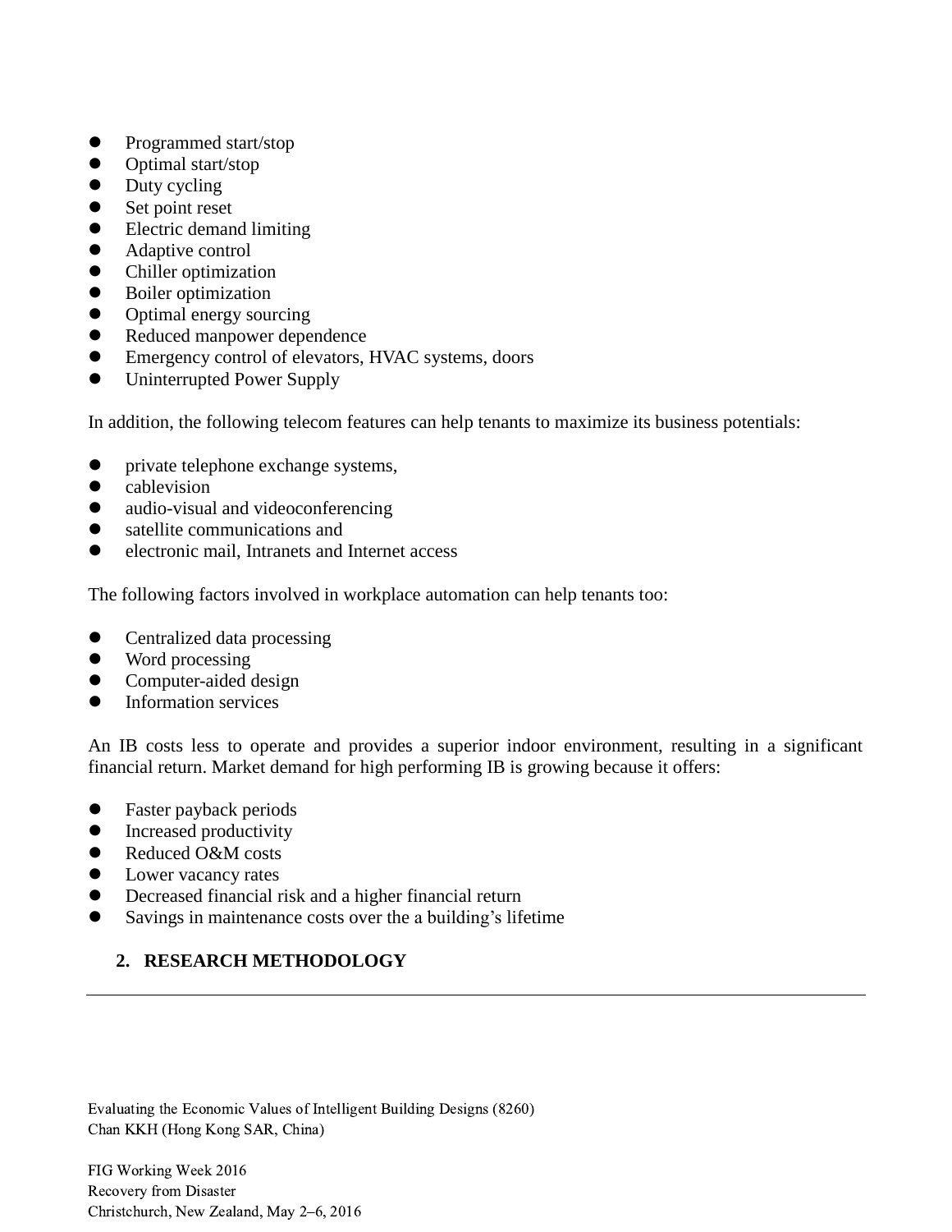- Programmed start/stop
- Optimal start/stop
- Duty cycling
- Set point reset
- Electric demand limiting
- Adaptive control
- Chiller optimization
- Boiler optimization
- Optimal energy sourcing
- Reduced manpower dependence
- Emergency control of elevators, HVAC systems, doors
- Uninterrupted Power Supply

In addition, the following telecom features can help tenants to maximize its business potentials:

- private telephone exchange systems,
- cablevision
- audio-visual and videoconferencing
- satellite communications and
- electronic mail, Intranets and Internet access

The following factors involved in workplace automation can help tenants too:

- Centralized data processing
- Word processing
- Computer-aided design
- Information services

An IB costs less to operate and provides a superior indoor environment, resulting in a significant financial return. Market demand for high performing IB is growing because it offers:

- Faster payback periods
- Increased productivity
- Reduced O&M costs
- Lower vacancy rates
- Decreased financial risk and a higher financial return
- Savings in maintenance costs over the a building's lifetime

## 2. RESEARCH METHODOLOGY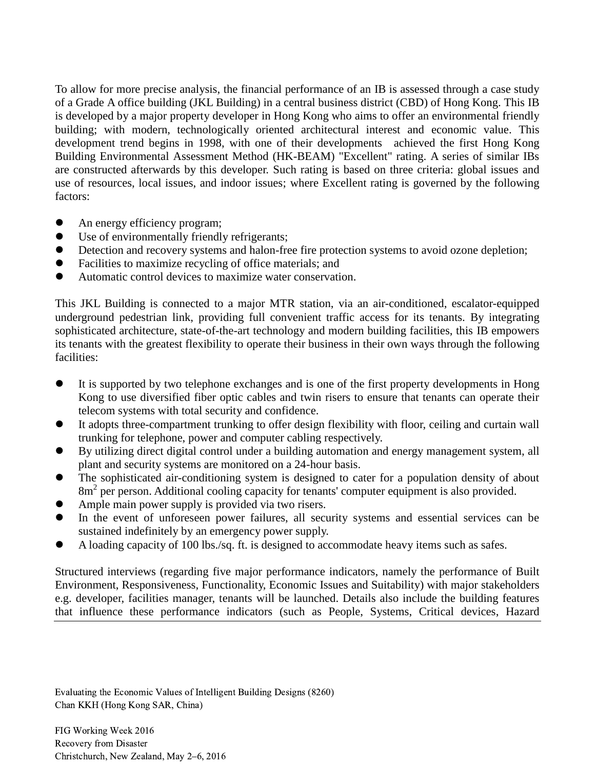To allow for more precise analysis, the financial performance of an IB is assessed through a case study of a Grade A office building (JKL Building) in a central business district (CBD) of Hong Kong. This IB is developed by a major property developer in Hong Kong who aims to offer an environmental friendly building; with modern, technologically oriented architectural interest and economic value. This development trend begins in 1998, with one of their developments achieved the first Hong Kong Building Environmental Assessment Method (HK-BEAM) "Excellent" rating. A series of similar IBs are constructed afterwards by this developer. Such rating is based on three criteria: global issues and use of resources, local issues, and indoor issues; where Excellent rating is governed by the following factors:

- An energy efficiency program;
- Use of environmentally friendly refrigerants;
- Detection and recovery systems and halon-free fire protection systems to avoid ozone depletion;
- Facilities to maximize recycling of office materials; and
- Automatic control devices to maximize water conservation.

This JKL Building is connected to a major MTR station, via an air-conditioned, escalator-equipped underground pedestrian link, providing full convenient traffic access for its tenants. By integrating sophisticated architecture, state-of-the-art technology and modern building facilities, this IB empowers its tenants with the greatest flexibility to operate their business in their own ways through the following facilities:

- It is supported by two telephone exchanges and is one of the first property developments in Hong Kong to use diversified fiber optic cables and twin risers to ensure that tenants can operate their telecom systems with total security and confidence.
- It adopts three-compartment trunking to offer design flexibility with floor, ceiling and curtain wall trunking for telephone, power and computer cabling respectively.
- By utilizing direct digital control under a building automation and energy management system, all plant and security systems are monitored on a 24-hour basis.
- The sophisticated air-conditioning system is designed to cater for a population density of about 8m$^2$ per person. Additional cooling capacity for tenants' computer equipment is also provided.
- Ample main power supply is provided via two risers.
- In the event of unforeseen power failures, all security systems and essential services can be sustained indefinitely by an emergency power supply.
- A loading capacity of 100 lbs./sq. ft. is designed to accommodate heavy items such as safes.

Structured interviews (regarding five major performance indicators, namely the performance of Built Environment, Responsiveness, Functionality, Economic Issues and Suitability) with major stakeholders e.g. developer, facilities manager, tenants will be launched. Details also include the building features that influence these performance indicators (such as People, Systems, Critical devices, Hazard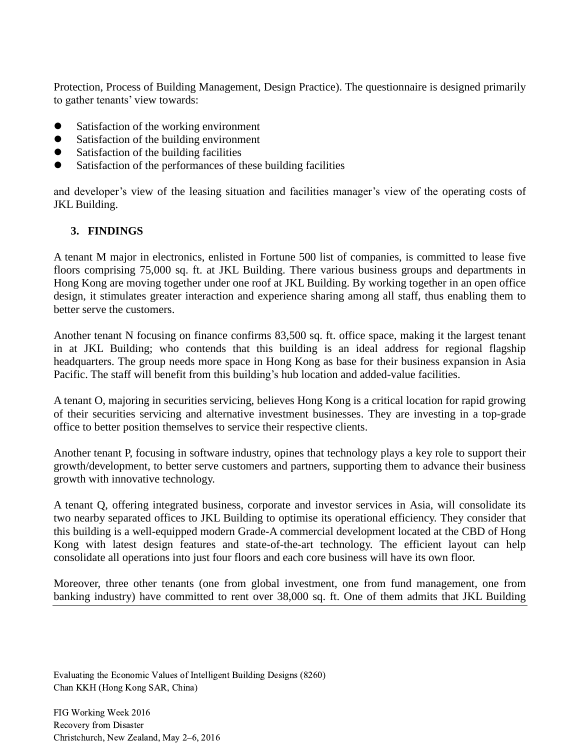Protection, Process of Building Management, Design Practice). The questionnaire is designed primarily to gather tenants' view towards:

- Satisfaction of the working environment
- Satisfaction of the building environment
- Satisfaction of the building facilities
- Satisfaction of the performances of these building facilities

and developer's view of the leasing situation and facilities manager's view of the operating costs of JKL Building.

## 3. FINDINGS

A tenant M major in electronics, enlisted in Fortune 500 list of companies, is committed to lease five floors comprising 75,000 sq. ft. at JKL Building. There various business groups and departments in Hong Kong are moving together under one roof at JKL Building. By working together in an open office design, it stimulates greater interaction and experience sharing among all staff, thus enabling them to better serve the customers.

Another tenant N focusing on finance confirms 83,500 sq. ft. office space, making it the largest tenant in at JKL Building; who contends that this building is an ideal address for regional flagship headquarters. The group needs more space in Hong Kong as base for their business expansion in Asia Pacific. The staff will benefit from this building's hub location and added-value facilities.

A tenant O, majoring in securities servicing, believes Hong Kong is a critical location for rapid growing of their securities servicing and alternative investment businesses. They are investing in a top-grade office to better position themselves to service their respective clients.

Another tenant P, focusing in software industry, opines that technology plays a key role to support their growth/development, to better serve customers and partners, supporting them to advance their business growth with innovative technology.

A tenant Q, offering integrated business, corporate and investor services in Asia, will consolidate its two nearby separated offices to JKL Building to optimise its operational efficiency. They consider that this building is a well-equipped modern Grade-A commercial development located at the CBD of Hong Kong with latest design features and state-of-the-art technology. The efficient layout can help consolidate all operations into just four floors and each core business will have its own floor.

Moreover, three other tenants (one from global investment, one from fund management, one from banking industry) have committed to rent over 38,000 sq. ft. One of them admits that JKL Building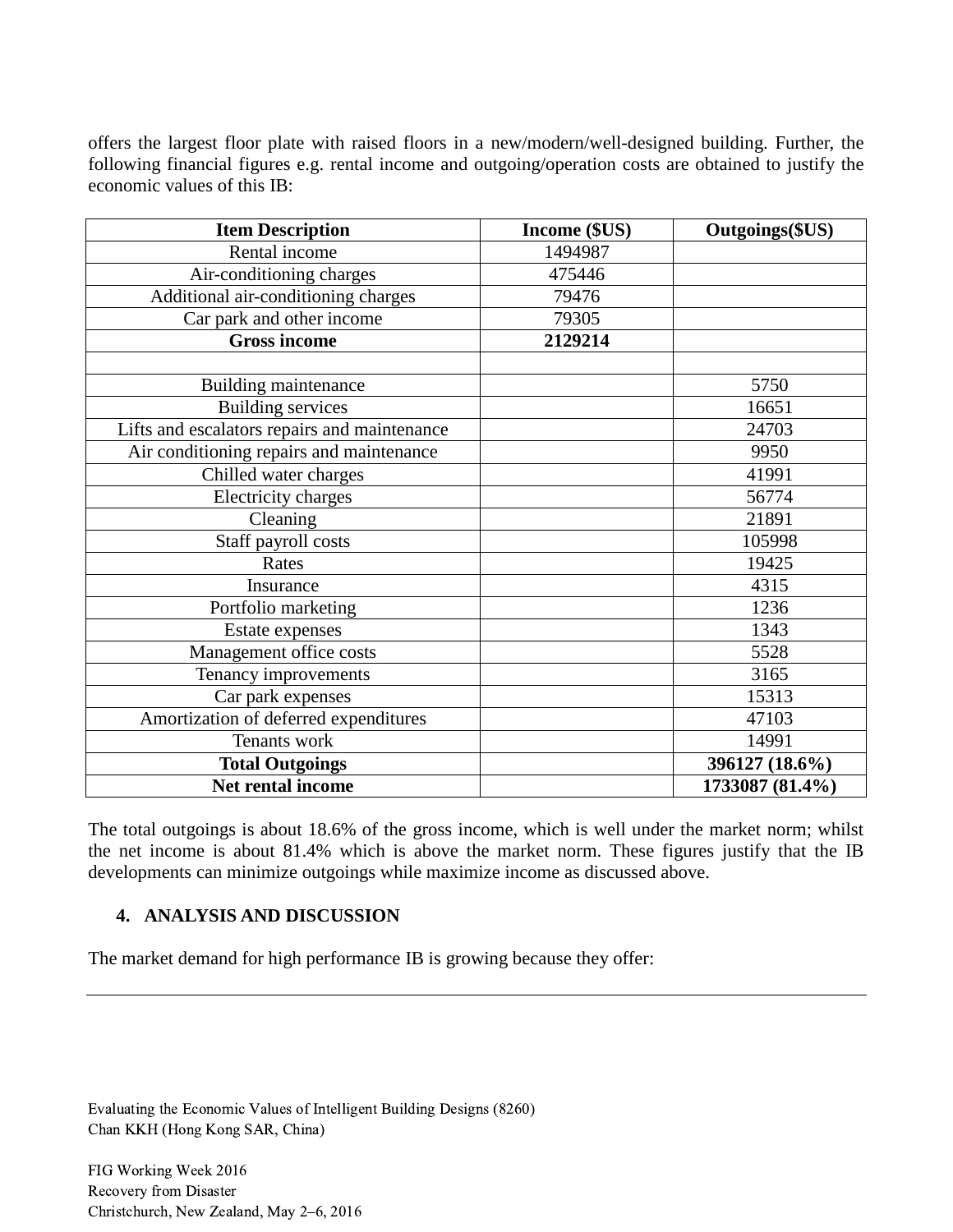offers the largest floor plate with raised floors in a new/modern/well-designed building. Further, the following financial figures e.g. rental income and outgoing/operation costs are obtained to justify the economic values of this IB:

| **Item Description** | **Income ($US)** | **Outgoings($US)** |
|---|---|---|
| Rental income | 1494987 | |
| Air-conditioning charges | 475446 | |
| Additional air-conditioning charges | 79476 | |
| Car park and other income | 79305 | |
| **Gross income** | **2129214** | |
| | | |
| Building maintenance | | 5750 |
| Building services | | 16651 |
| Lifts and escalators repairs and maintenance | | 24703 |
| Air conditioning repairs and maintenance | | 9950 |
| Chilled water charges | | 41991 |
| Electricity charges | | 56774 |
| Cleaning | | 21891 |
| Staff payroll costs | | 105998 |
| Rates | | 19425 |
| Insurance | | 4315 |
| Portfolio marketing | | 1236 |
| Estate expenses | | 1343 |
| Management office costs | | 5528 |
| Tenancy improvements | | 3165 |
| Car park expenses | | 15313 |
| Amortization of deferred expenditures | | 47103 |
| Tenants work | | 14991 |
| **Total Outgoings** | | **396127 (18.6%)** |
| **Net rental income** | | **1733087 (81.4%)** |

The total outgoings is about 18.6% of the gross income, which is well under the market norm; whilst the net income is about 81.4% which is above the market norm. These figures justify that the IB developments can minimize outgoings while maximize income as discussed above.

## 4. ANALYSIS AND DISCUSSION

The market demand for high performance IB is growing because they offer: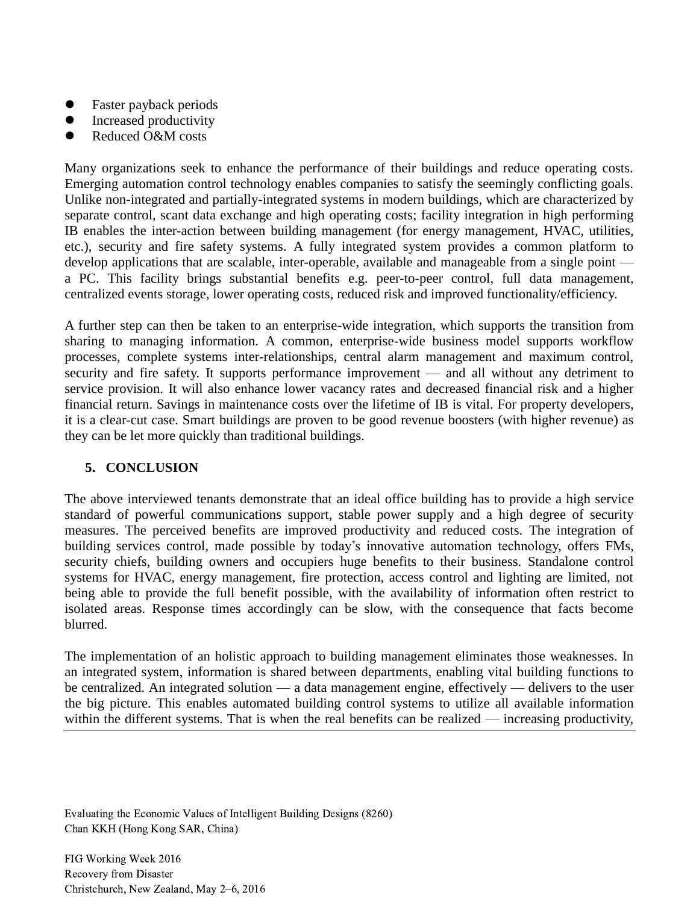- Faster payback periods
- Increased productivity
- Reduced O&M costs

Many organizations seek to enhance the performance of their buildings and reduce operating costs. Emerging automation control technology enables companies to satisfy the seemingly conflicting goals. Unlike non-integrated and partially-integrated systems in modern buildings, which are characterized by separate control, scant data exchange and high operating costs; facility integration in high performing IB enables the inter-action between building management (for energy management, HVAC, utilities, etc.), security and fire safety systems. A fully integrated system provides a common platform to develop applications that are scalable, inter-operable, available and manageable from a single point — a PC. This facility brings substantial benefits e.g. peer-to-peer control, full data management, centralized events storage, lower operating costs, reduced risk and improved functionality/efficiency.

A further step can then be taken to an enterprise-wide integration, which supports the transition from sharing to managing information. A common, enterprise-wide business model supports workflow processes, complete systems inter-relationships, central alarm management and maximum control, security and fire safety. It supports performance improvement — and all without any detriment to service provision. It will also enhance lower vacancy rates and decreased financial risk and a higher financial return. Savings in maintenance costs over the lifetime of IB is vital. For property developers, it is a clear-cut case. Smart buildings are proven to be good revenue boosters (with higher revenue) as they can be let more quickly than traditional buildings.

## 5. CONCLUSION

The above interviewed tenants demonstrate that an ideal office building has to provide a high service standard of powerful communications support, stable power supply and a high degree of security measures. The perceived benefits are improved productivity and reduced costs. The integration of building services control, made possible by today's innovative automation technology, offers FMs, security chiefs, building owners and occupiers huge benefits to their business. Standalone control systems for HVAC, energy management, fire protection, access control and lighting are limited, not being able to provide the full benefit possible, with the availability of information often restrict to isolated areas. Response times accordingly can be slow, with the consequence that facts become blurred.

The implementation of an holistic approach to building management eliminates those weaknesses. In an integrated system, information is shared between departments, enabling vital building functions to be centralized. An integrated solution — a data management engine, effectively — delivers to the user the big picture. This enables automated building control systems to utilize all available information within the different systems. That is when the real benefits can be realized — increasing productivity,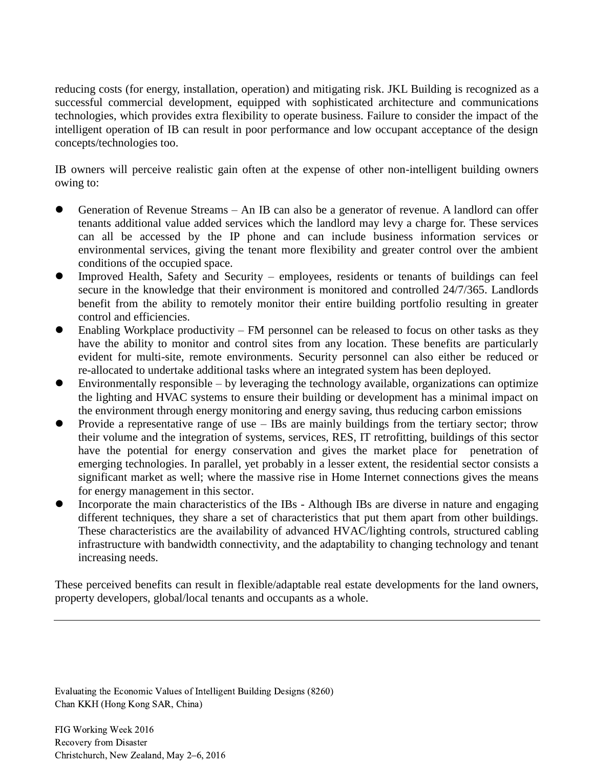reducing costs (for energy, installation, operation) and mitigating risk. JKL Building is recognized as a successful commercial development, equipped with sophisticated architecture and communications technologies, which provides extra flexibility to operate business. Failure to consider the impact of the intelligent operation of IB can result in poor performance and low occupant acceptance of the design concepts/technologies too.

IB owners will perceive realistic gain often at the expense of other non-intelligent building owners owing to:

- Generation of Revenue Streams – An IB can also be a generator of revenue. A landlord can offer tenants additional value added services which the landlord may levy a charge for. These services can all be accessed by the IP phone and can include business information services or environmental services, giving the tenant more flexibility and greater control over the ambient conditions of the occupied space.
- Improved Health, Safety and Security – employees, residents or tenants of buildings can feel secure in the knowledge that their environment is monitored and controlled 24/7/365. Landlords benefit from the ability to remotely monitor their entire building portfolio resulting in greater control and efficiencies.
- Enabling Workplace productivity – FM personnel can be released to focus on other tasks as they have the ability to monitor and control sites from any location. These benefits are particularly evident for multi-site, remote environments. Security personnel can also either be reduced or re-allocated to undertake additional tasks where an integrated system has been deployed.
- Environmentally responsible – by leveraging the technology available, organizations can optimize the lighting and HVAC systems to ensure their building or development has a minimal impact on the environment through energy monitoring and energy saving, thus reducing carbon emissions
- Provide a representative range of use – IBs are mainly buildings from the tertiary sector; throw their volume and the integration of systems, services, RES, IT retrofitting, buildings of this sector have the potential for energy conservation and gives the market place for penetration of emerging technologies. In parallel, yet probably in a lesser extent, the residential sector consists a significant market as well; where the massive rise in Home Internet connections gives the means for energy management in this sector.
- Incorporate the main characteristics of the IBs - Although IBs are diverse in nature and engaging different techniques, they share a set of characteristics that put them apart from other buildings. These characteristics are the availability of advanced HVAC/lighting controls, structured cabling infrastructure with bandwidth connectivity, and the adaptability to changing technology and tenant increasing needs.

These perceived benefits can result in flexible/adaptable real estate developments for the land owners, property developers, global/local tenants and occupants as a whole.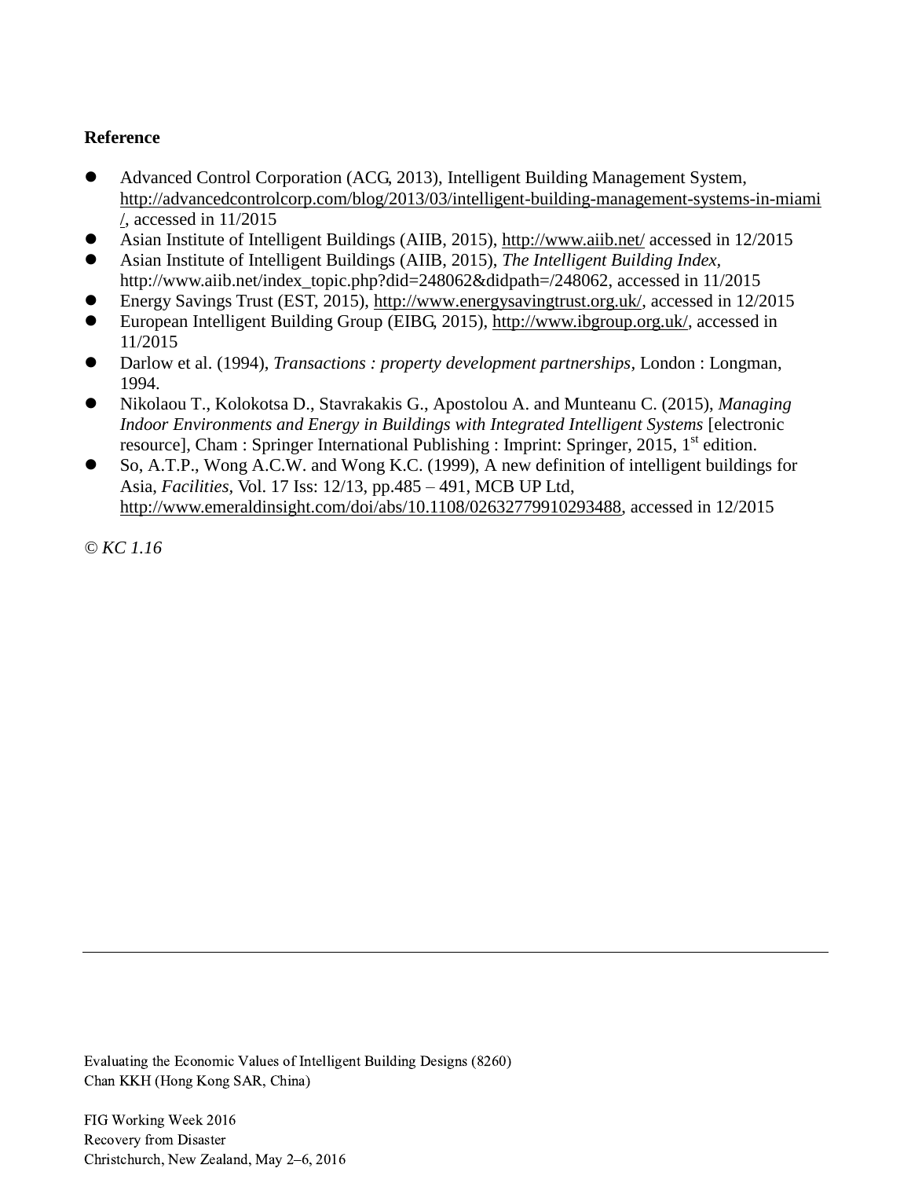**Reference**

- Advanced Control Corporation (ACG, 2013), Intelligent Building Management System, http://advancedcontrolcorp.com/blog/2013/03/intelligent-building-management-systems-in-miami/, accessed in 11/2015
- Asian Institute of Intelligent Buildings (AIIB, 2015), http://www.aiib.net/ accessed in 12/2015
- Asian Institute of Intelligent Buildings (AIIB, 2015), *The Intelligent Building Index,* http://www.aiib.net/index_topic.php?did=248062&didpath=/248062, accessed in 11/2015
- Energy Savings Trust (EST, 2015), http://www.energysavingtrust.org.uk/, accessed in 12/2015
- European Intelligent Building Group (EIBG, 2015), http://www.ibgroup.org.uk/, accessed in 11/2015
- Darlow et al. (1994), *Transactions : property development partnerships*, London : Longman, 1994.
- Nikolaou T., Kolokotsa D., Stavrakakis G., Apostolou A. and Munteanu C. (2015), *Managing Indoor Environments and Energy in Buildings with Integrated Intelligent Systems* [electronic resource], Cham : Springer International Publishing : Imprint: Springer, 2015, 1st edition.
- So, A.T.P., Wong A.C.W. and Wong K.C. (1999), A new definition of intelligent buildings for Asia, *Facilities*, Vol. 17 Iss: 12/13, pp.485 – 491, MCB UP Ltd, http://www.emeraldinsight.com/doi/abs/10.1108/02632779910293488, accessed in 12/2015

*© KC 1.16*